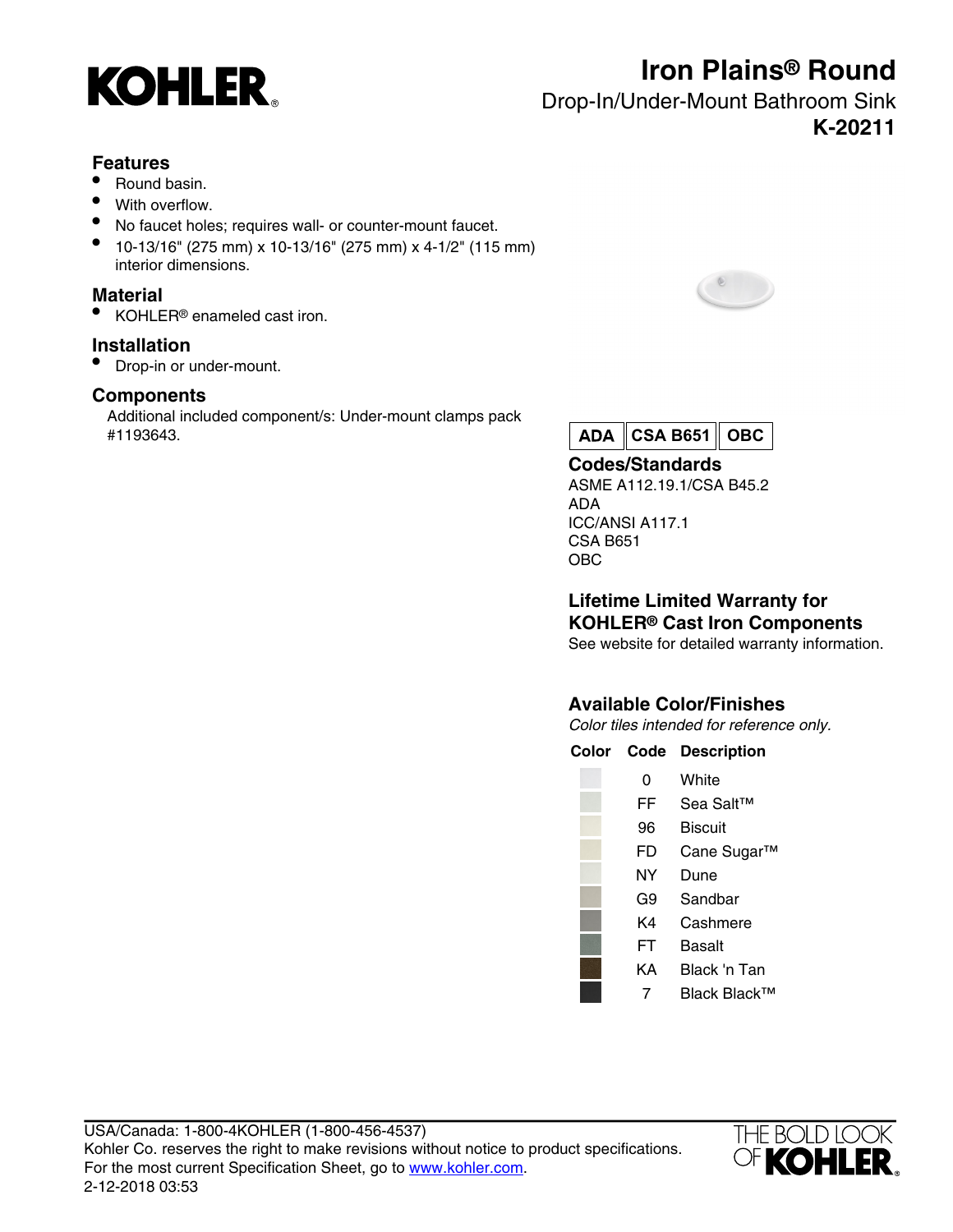# KOHLER®

# Iron Plains® Round

## Drop-In/Under-Mount Bathroom Sink

**K-20211**

### Features

- Round basin.
- With overflow.
- No faucet holes; requires wall- or counter-mount faucet.
- 10-13/16" (275 mm) x 10-13/16" (275 mm) x 4-1/2" (115 mm) interior dimensions.

### Material

- KOHLER® enameled cast iron.

### Installation

- Drop-in or under-mount.

### Components

Additional included component/s: Under-mount clamps pack #1193643.

**ADA | CSA B651 | OBC**

### Codes/Standards

ASME A112.19.1/CSA B45.2
ADA
ICC/ANSI A117.1
CSA B651
OBC

### Lifetime Limited Warranty for KOHLER® Cast Iron Components

See website for detailed warranty information.

### Available Color/Finishes

*Color tiles intended for reference only.*

| Color | Code | Description |
|---|---|---|
| | 0 | White |
| | FF | Sea Salt™ |
| | 96 | Biscuit |
| | FD | Cane Sugar™ |
| | NY | Dune |
| | G9 | Sandbar |
| | K4 | Cashmere |
| | FT | Basalt |
| | KA | Black 'n Tan |
| | 7 | Black Black™ |

USA/Canada: 1-800-4KOHLER (1-800-456-4537)
Kohler Co. reserves the right to make revisions without notice to product specifications.
For the most current Specification Sheet, go to www.kohler.com.
2-12-2018 03:53

THE BOLD LOOK OF KOHLER®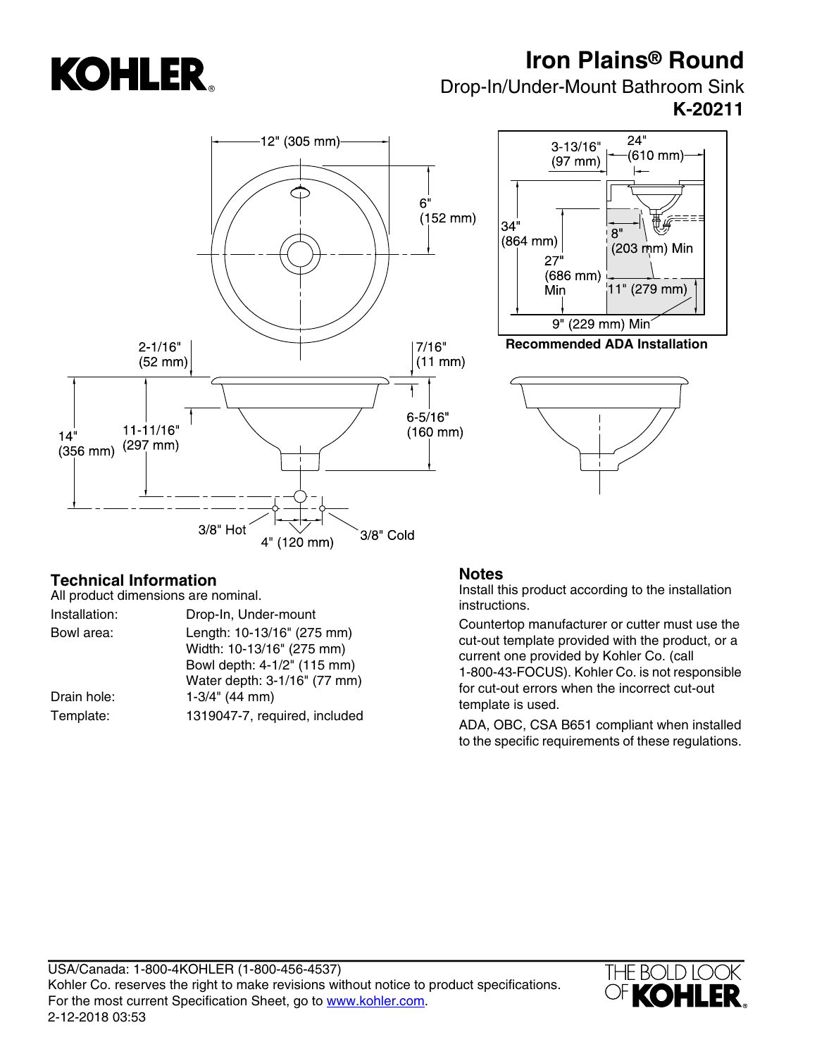# Iron Plains® Round

Drop-In/Under-Mount Bathroom Sink

**K-20211**

12" (305 mm)

6" (152 mm)

2-1/16" (52 mm)

7/16" (11 mm)

14" (356 mm)

11-11/16" (297 mm)

6-5/16" (160 mm)

3/8" Hot

4" (120 mm)

3/8" Cold

3-13/16" (97 mm)

24" (610 mm)

34" (864 mm)

8" (203 mm) Min

27" (686 mm) Min

11" (279 mm)

9" (229 mm) Min

**Recommended ADA Installation**

## Technical Information

All product dimensions are nominal.

| | |
|---|---|
| Installation: | Drop-In, Under-mount |
| Bowl area: | Length: 10-13/16" (275 mm)<br>Width: 10-13/16" (275 mm)<br>Bowl depth: 4-1/2" (115 mm)<br>Water depth: 3-1/16" (77 mm) |
| Drain hole: | 1-3/4" (44 mm) |
| Template: | 1319047-7, required, included |

## Notes

Install this product according to the installation instructions.

Countertop manufacturer or cutter must use the cut-out template provided with the product, or a current one provided by Kohler Co. (call 1-800-43-FOCUS). Kohler Co. is not responsible for cut-out errors when the incorrect cut-out template is used.

ADA, OBC, CSA B651 compliant when installed to the specific requirements of these regulations.

USA/Canada: 1-800-4KOHLER (1-800-456-4537)
Kohler Co. reserves the right to make revisions without notice to product specifications.
For the most current Specification Sheet, go to www.kohler.com.
2-12-2018 03:53